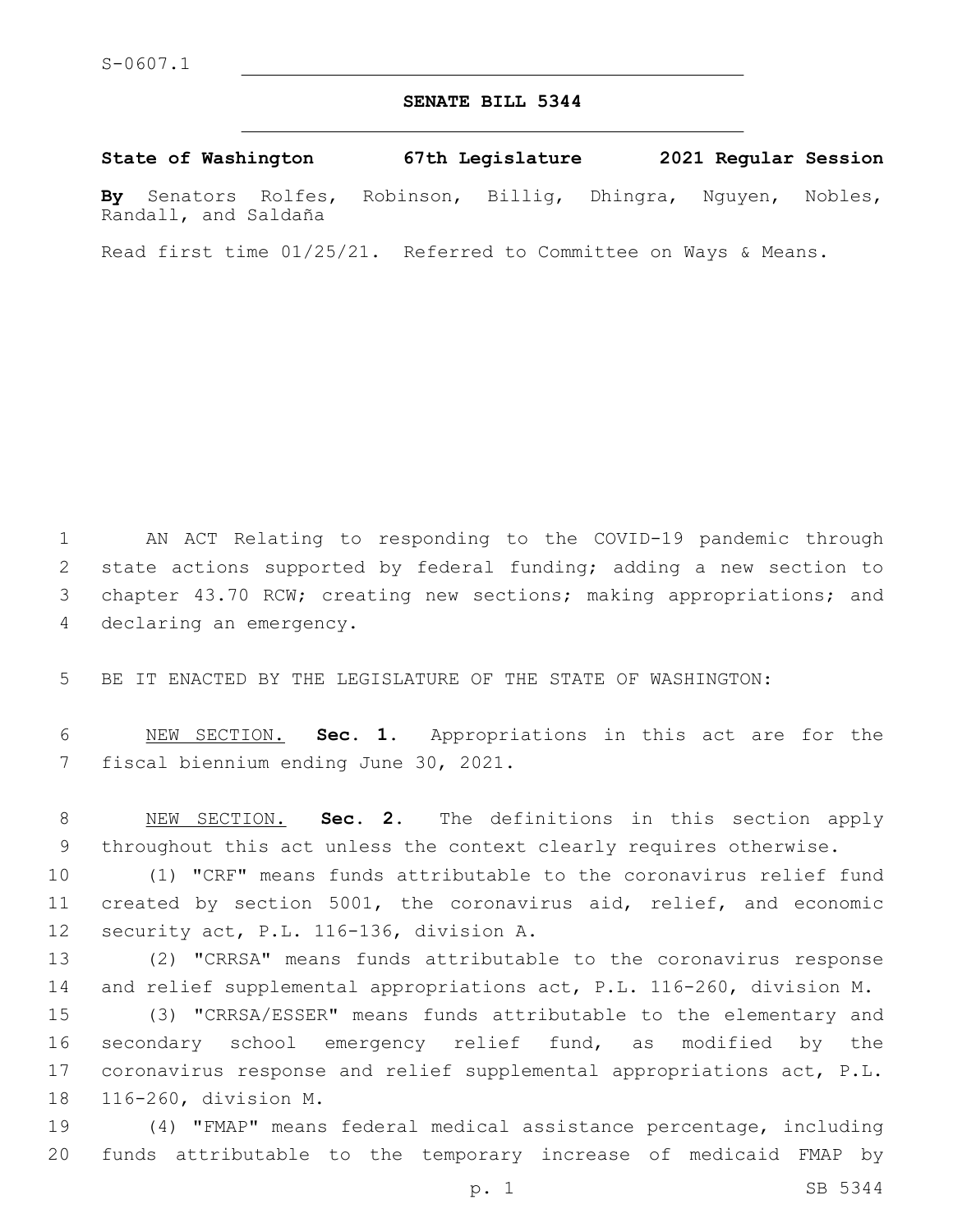S-0607.1

# SENATE BILL 5344

**State of Washington 67th Legislature 2021 Regular Session**

**By** Senators Rolfes, Robinson, Billig, Dhingra, Nguyen, Nobles, Randall, and Saldaña

Read first time 01/25/21. Referred to Committee on Ways & Means.

AN ACT Relating to responding to the COVID-19 pandemic through state actions supported by federal funding; adding a new section to chapter 43.70 RCW; creating new sections; making appropriations; and declaring an emergency.

BE IT ENACTED BY THE LEGISLATURE OF THE STATE OF WASHINGTON:

NEW SECTION. **Sec. 1.** Appropriations in this act are for the fiscal biennium ending June 30, 2021.

NEW SECTION. **Sec. 2.** The definitions in this section apply throughout this act unless the context clearly requires otherwise.

(1) "CRF" means funds attributable to the coronavirus relief fund created by section 5001, the coronavirus aid, relief, and economic security act, P.L. 116-136, division A.

(2) "CRRSA" means funds attributable to the coronavirus response and relief supplemental appropriations act, P.L. 116-260, division M.

(3) "CRRSA/ESSER" means funds attributable to the elementary and secondary school emergency relief fund, as modified by the coronavirus response and relief supplemental appropriations act, P.L. 116-260, division M.

(4) "FMAP" means federal medical assistance percentage, including funds attributable to the temporary increase of medicaid FMAP by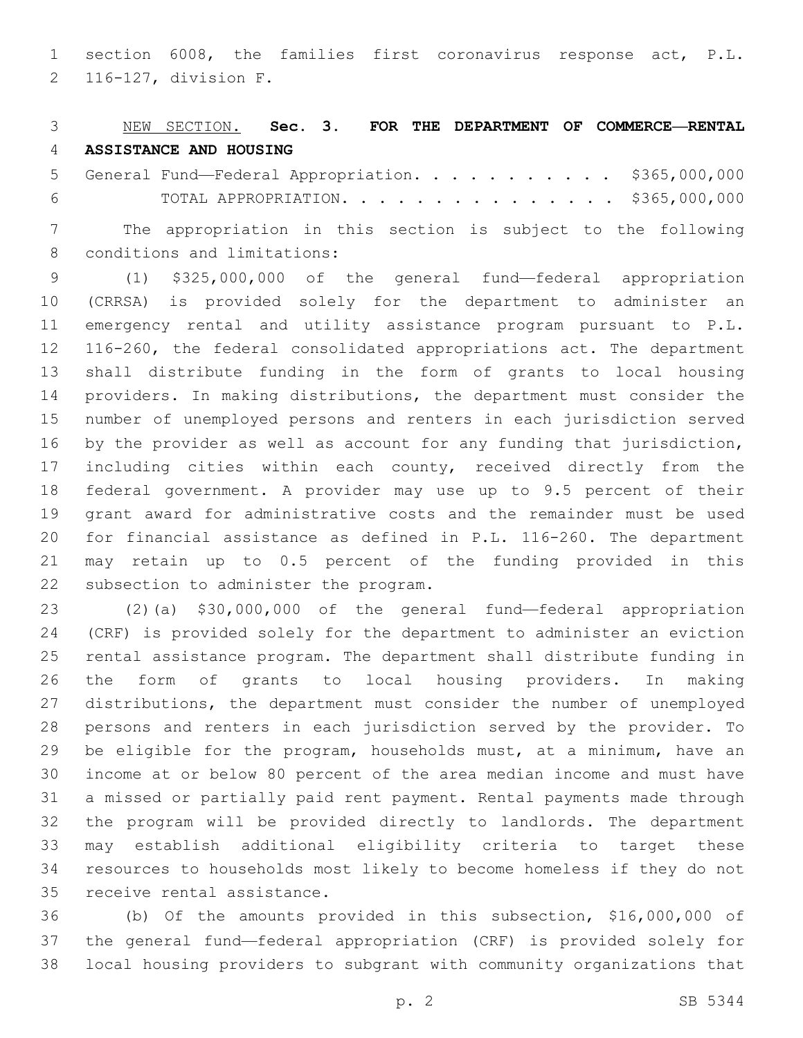section 6008, the families first coronavirus response act, P.L. 116-127, division F.

NEW SECTION. **Sec. 3. FOR THE DEPARTMENT OF COMMERCE—RENTAL ASSISTANCE AND HOUSING**

General Fund—Federal Appropriation. . . . . . . . . . . . $365,000,000

TOTAL APPROPRIATION. . . . . . . . . . . . . . . . $365,000,000

The appropriation in this section is subject to the following conditions and limitations:

(1) $325,000,000 of the general fund—federal appropriation (CRRSA) is provided solely for the department to administer an emergency rental and utility assistance program pursuant to P.L. 116-260, the federal consolidated appropriations act. The department shall distribute funding in the form of grants to local housing providers. In making distributions, the department must consider the number of unemployed persons and renters in each jurisdiction served by the provider as well as account for any funding that jurisdiction, including cities within each county, received directly from the federal government. A provider may use up to 9.5 percent of their grant award for administrative costs and the remainder must be used for financial assistance as defined in P.L. 116-260. The department may retain up to 0.5 percent of the funding provided in this subsection to administer the program.

(2)(a) $30,000,000 of the general fund—federal appropriation (CRF) is provided solely for the department to administer an eviction rental assistance program. The department shall distribute funding in the form of grants to local housing providers. In making distributions, the department must consider the number of unemployed persons and renters in each jurisdiction served by the provider. To be eligible for the program, households must, at a minimum, have an income at or below 80 percent of the area median income and must have a missed or partially paid rent payment. Rental payments made through the program will be provided directly to landlords. The department may establish additional eligibility criteria to target these resources to households most likely to become homeless if they do not receive rental assistance.

(b) Of the amounts provided in this subsection, $16,000,000 of the general fund—federal appropriation (CRF) is provided solely for local housing providers to subgrant with community organizations that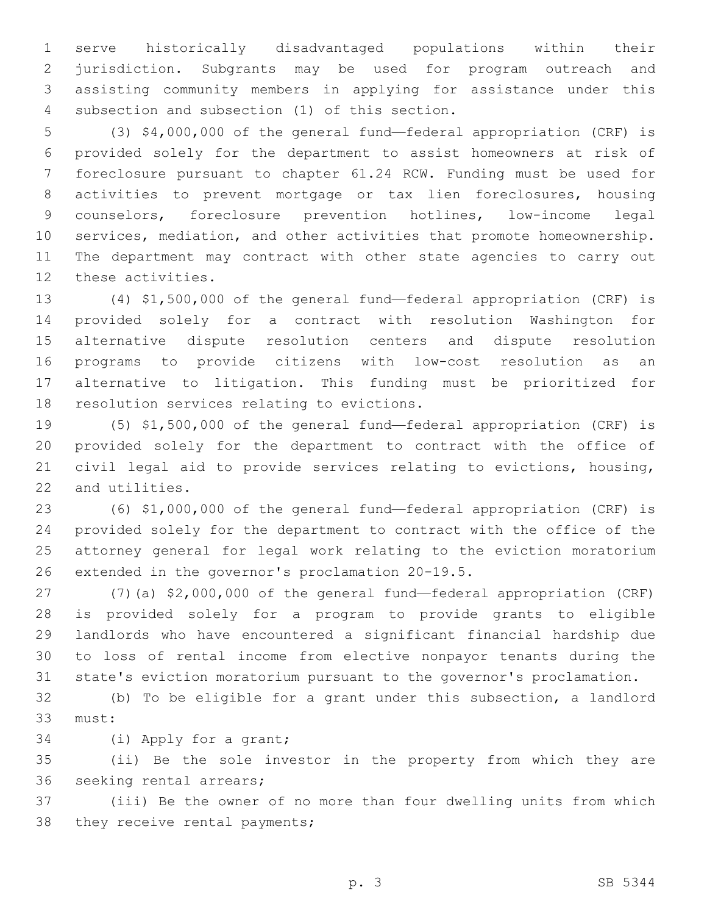serve historically disadvantaged populations within their jurisdiction. Subgrants may be used for program outreach and assisting community members in applying for assistance under this subsection and subsection (1) of this section.

(3) $4,000,000 of the general fund—federal appropriation (CRF) is provided solely for the department to assist homeowners at risk of foreclosure pursuant to chapter 61.24 RCW. Funding must be used for activities to prevent mortgage or tax lien foreclosures, housing counselors, foreclosure prevention hotlines, low-income legal services, mediation, and other activities that promote homeownership. The department may contract with other state agencies to carry out these activities.

(4) $1,500,000 of the general fund—federal appropriation (CRF) is provided solely for a contract with resolution Washington for alternative dispute resolution centers and dispute resolution programs to provide citizens with low-cost resolution as an alternative to litigation. This funding must be prioritized for resolution services relating to evictions.

(5) $1,500,000 of the general fund—federal appropriation (CRF) is provided solely for the department to contract with the office of civil legal aid to provide services relating to evictions, housing, and utilities.

(6) $1,000,000 of the general fund—federal appropriation (CRF) is provided solely for the department to contract with the office of the attorney general for legal work relating to the eviction moratorium extended in the governor's proclamation 20-19.5.

(7)(a) $2,000,000 of the general fund—federal appropriation (CRF) is provided solely for a program to provide grants to eligible landlords who have encountered a significant financial hardship due to loss of rental income from elective nonpayor tenants during the state's eviction moratorium pursuant to the governor's proclamation.

(b) To be eligible for a grant under this subsection, a landlord must:

(i) Apply for a grant;

(ii) Be the sole investor in the property from which they are seeking rental arrears;

(iii) Be the owner of no more than four dwelling units from which they receive rental payments;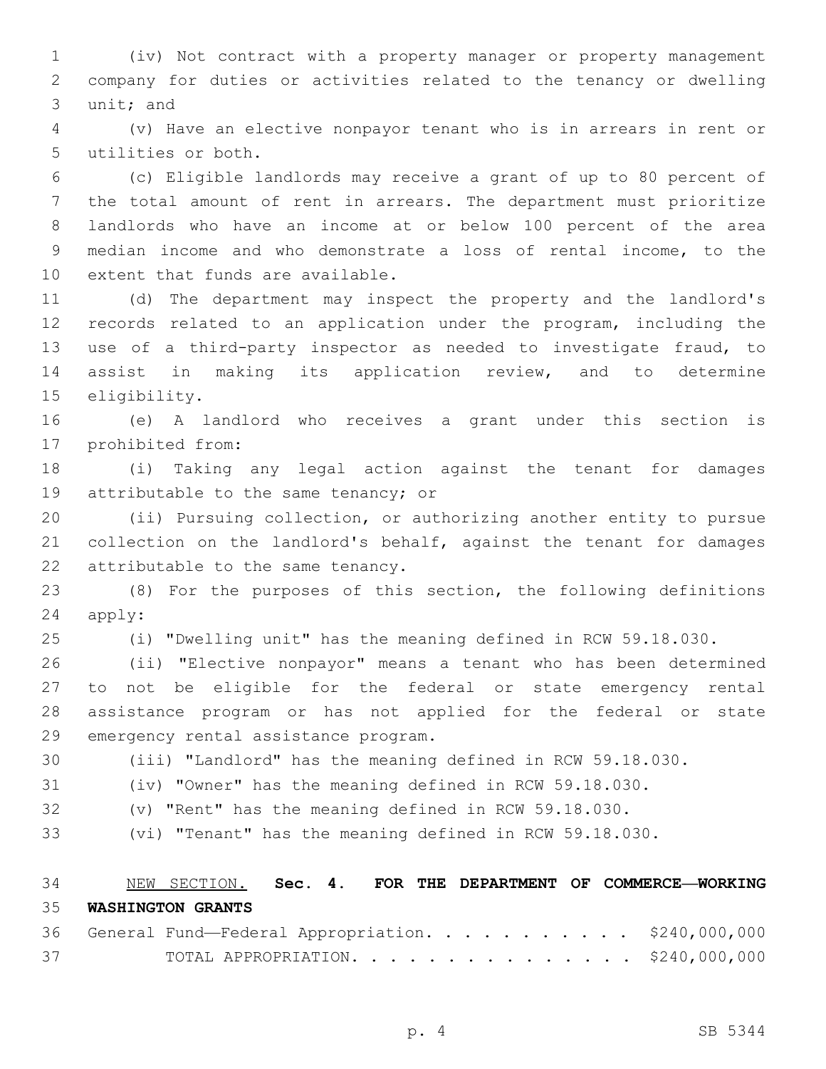(iv) Not contract with a property manager or property management company for duties or activities related to the tenancy or dwelling unit; and

(v) Have an elective nonpayor tenant who is in arrears in rent or utilities or both.

(c) Eligible landlords may receive a grant of up to 80 percent of the total amount of rent in arrears. The department must prioritize landlords who have an income at or below 100 percent of the area median income and who demonstrate a loss of rental income, to the extent that funds are available.

(d) The department may inspect the property and the landlord's records related to an application under the program, including the use of a third-party inspector as needed to investigate fraud, to assist in making its application review, and to determine eligibility.

(e) A landlord who receives a grant under this section is prohibited from:

(i) Taking any legal action against the tenant for damages attributable to the same tenancy; or

(ii) Pursuing collection, or authorizing another entity to pursue collection on the landlord's behalf, against the tenant for damages attributable to the same tenancy.

(8) For the purposes of this section, the following definitions apply:

(i) "Dwelling unit" has the meaning defined in RCW 59.18.030.

(ii) "Elective nonpayor" means a tenant who has been determined to not be eligible for the federal or state emergency rental assistance program or has not applied for the federal or state emergency rental assistance program.

(iii) "Landlord" has the meaning defined in RCW 59.18.030.

(iv) "Owner" has the meaning defined in RCW 59.18.030.

(v) "Rent" has the meaning defined in RCW 59.18.030.

(vi) "Tenant" has the meaning defined in RCW 59.18.030.

NEW SECTION. **Sec. 4. FOR THE DEPARTMENT OF COMMERCE—WORKING WASHINGTON GRANTS**

General Fund—Federal Appropriation. . . . . . . . . . . . $240,000,000
TOTAL APPROPRIATION. . . . . . . . . . . . . . . . $240,000,000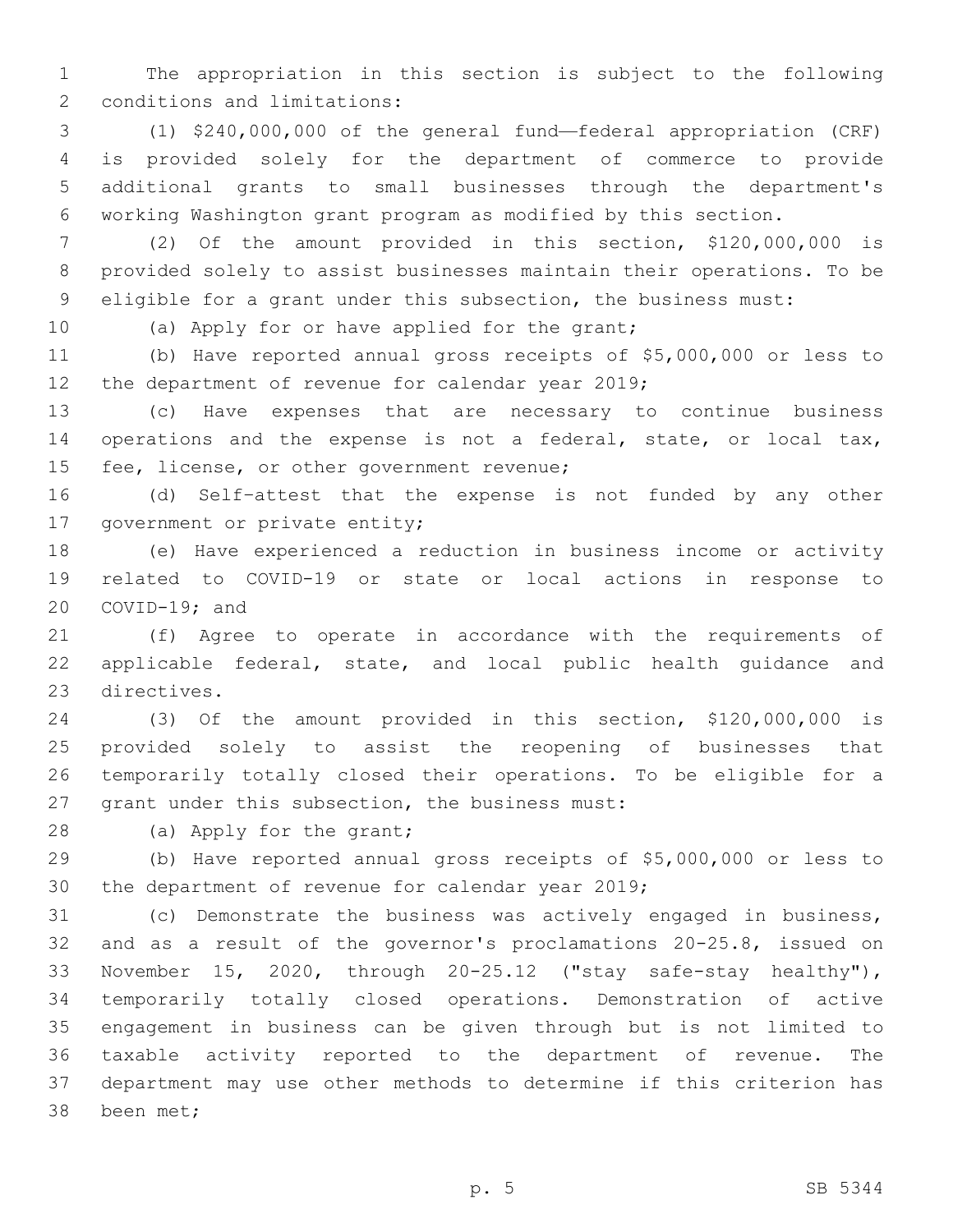The appropriation in this section is subject to the following conditions and limitations:

(1) $240,000,000 of the general fund—federal appropriation (CRF) is provided solely for the department of commerce to provide additional grants to small businesses through the department's working Washington grant program as modified by this section.

(2) Of the amount provided in this section, $120,000,000 is provided solely to assist businesses maintain their operations. To be eligible for a grant under this subsection, the business must:

(a) Apply for or have applied for the grant;

(b) Have reported annual gross receipts of $5,000,000 or less to the department of revenue for calendar year 2019;

(c) Have expenses that are necessary to continue business operations and the expense is not a federal, state, or local tax, fee, license, or other government revenue;

(d) Self-attest that the expense is not funded by any other government or private entity;

(e) Have experienced a reduction in business income or activity related to COVID-19 or state or local actions in response to COVID-19; and

(f) Agree to operate in accordance with the requirements of applicable federal, state, and local public health guidance and directives.

(3) Of the amount provided in this section, $120,000,000 is provided solely to assist the reopening of businesses that temporarily totally closed their operations. To be eligible for a grant under this subsection, the business must:

(a) Apply for the grant;

(b) Have reported annual gross receipts of $5,000,000 or less to the department of revenue for calendar year 2019;

(c) Demonstrate the business was actively engaged in business, and as a result of the governor's proclamations 20-25.8, issued on November 15, 2020, through 20-25.12 ("stay safe-stay healthy"), temporarily totally closed operations. Demonstration of active engagement in business can be given through but is not limited to taxable activity reported to the department of revenue. The department may use other methods to determine if this criterion has been met;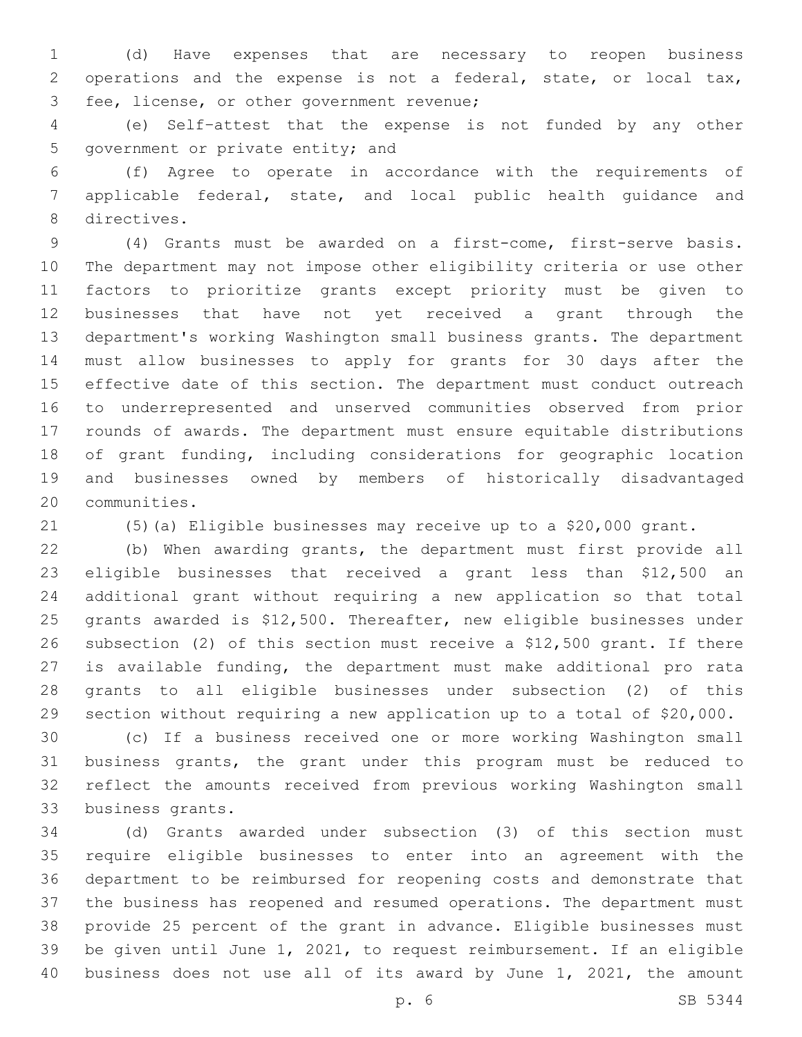(d) Have expenses that are necessary to reopen business operations and the expense is not a federal, state, or local tax, fee, license, or other government revenue;

(e) Self-attest that the expense is not funded by any other government or private entity; and

(f) Agree to operate in accordance with the requirements of applicable federal, state, and local public health guidance and directives.

(4) Grants must be awarded on a first-come, first-serve basis. The department may not impose other eligibility criteria or use other factors to prioritize grants except priority must be given to businesses that have not yet received a grant through the department's working Washington small business grants. The department must allow businesses to apply for grants for 30 days after the effective date of this section. The department must conduct outreach to underrepresented and unserved communities observed from prior rounds of awards. The department must ensure equitable distributions of grant funding, including considerations for geographic location and businesses owned by members of historically disadvantaged communities.

(5)(a) Eligible businesses may receive up to a $20,000 grant.

(b) When awarding grants, the department must first provide all eligible businesses that received a grant less than $12,500 an additional grant without requiring a new application so that total grants awarded is $12,500. Thereafter, new eligible businesses under subsection (2) of this section must receive a $12,500 grant. If there is available funding, the department must make additional pro rata grants to all eligible businesses under subsection (2) of this section without requiring a new application up to a total of $20,000.

(c) If a business received one or more working Washington small business grants, the grant under this program must be reduced to reflect the amounts received from previous working Washington small business grants.

(d) Grants awarded under subsection (3) of this section must require eligible businesses to enter into an agreement with the department to be reimbursed for reopening costs and demonstrate that the business has reopened and resumed operations. The department must provide 25 percent of the grant in advance. Eligible businesses must be given until June 1, 2021, to request reimbursement. If an eligible business does not use all of its award by June 1, 2021, the amount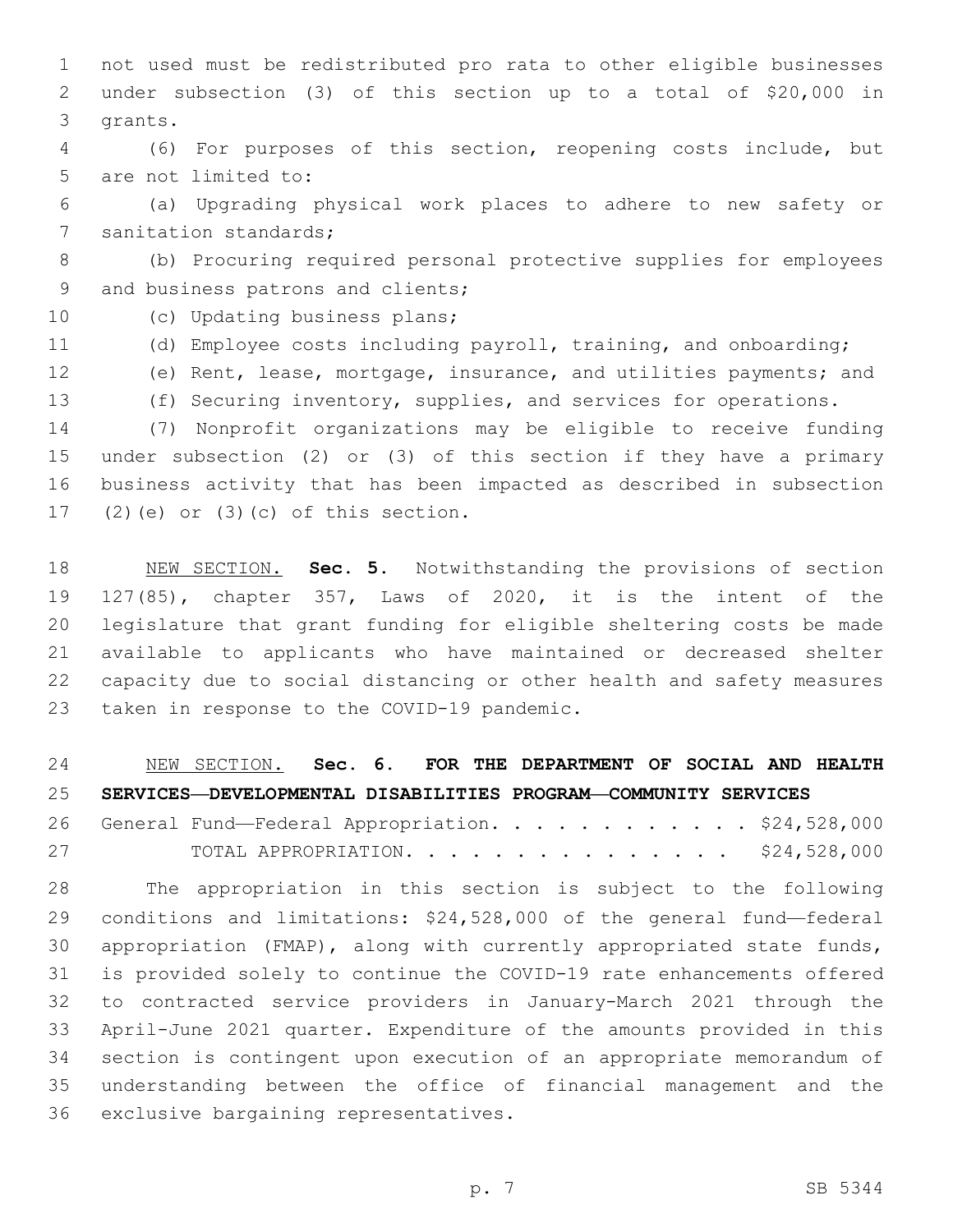not used must be redistributed pro rata to other eligible businesses under subsection (3) of this section up to a total of $20,000 in grants.

(6) For purposes of this section, reopening costs include, but are not limited to:

(a) Upgrading physical work places to adhere to new safety or sanitation standards;

(b) Procuring required personal protective supplies for employees and business patrons and clients;

(c) Updating business plans;

(d) Employee costs including payroll, training, and onboarding;

(e) Rent, lease, mortgage, insurance, and utilities payments; and

(f) Securing inventory, supplies, and services for operations.

(7) Nonprofit organizations may be eligible to receive funding under subsection (2) or (3) of this section if they have a primary business activity that has been impacted as described in subsection (2)(e) or (3)(c) of this section.

NEW SECTION. **Sec. 5.** Notwithstanding the provisions of section 127(85), chapter 357, Laws of 2020, it is the intent of the legislature that grant funding for eligible sheltering costs be made available to applicants who have maintained or decreased shelter capacity due to social distancing or other health and safety measures taken in response to the COVID-19 pandemic.

NEW SECTION. **Sec. 6. FOR THE DEPARTMENT OF SOCIAL AND HEALTH SERVICES—DEVELOPMENTAL DISABILITIES PROGRAM—COMMUNITY SERVICES**

General Fund—Federal Appropriation. . . . . . . . . . . . . $24,528,000

TOTAL APPROPRIATION. . . . . . . . . . . . . . . $24,528,000

The appropriation in this section is subject to the following conditions and limitations: $24,528,000 of the general fund—federal appropriation (FMAP), along with currently appropriated state funds, is provided solely to continue the COVID-19 rate enhancements offered to contracted service providers in January-March 2021 through the April-June 2021 quarter. Expenditure of the amounts provided in this section is contingent upon execution of an appropriate memorandum of understanding between the office of financial management and the exclusive bargaining representatives.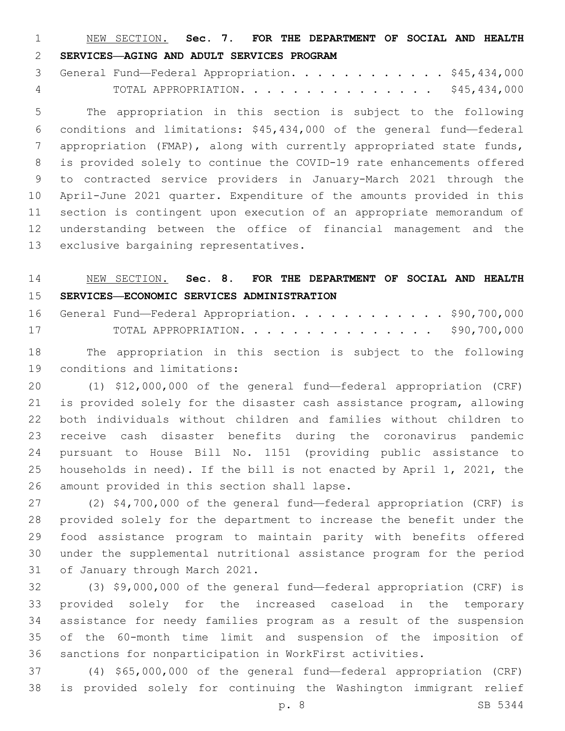NEW SECTION. **Sec. 7. FOR THE DEPARTMENT OF SOCIAL AND HEALTH SERVICES—AGING AND ADULT SERVICES PROGRAM**

General Fund—Federal Appropriation. . . . . . . . . . . . $45,434,000

TOTAL APPROPRIATION. . . . . . . . . . . . . . . $45,434,000

The appropriation in this section is subject to the following conditions and limitations: $45,434,000 of the general fund—federal appropriation (FMAP), along with currently appropriated state funds, is provided solely to continue the COVID-19 rate enhancements offered to contracted service providers in January-March 2021 through the April-June 2021 quarter. Expenditure of the amounts provided in this section is contingent upon execution of an appropriate memorandum of understanding between the office of financial management and the exclusive bargaining representatives.

NEW SECTION. **Sec. 8. FOR THE DEPARTMENT OF SOCIAL AND HEALTH SERVICES—ECONOMIC SERVICES ADMINISTRATION**

General Fund—Federal Appropriation. . . . . . . . . . . . $90,700,000

TOTAL APPROPRIATION. . . . . . . . . . . . . . . $90,700,000

The appropriation in this section is subject to the following conditions and limitations:

(1) $12,000,000 of the general fund—federal appropriation (CRF) is provided solely for the disaster cash assistance program, allowing both individuals without children and families without children to receive cash disaster benefits during the coronavirus pandemic pursuant to House Bill No. 1151 (providing public assistance to households in need). If the bill is not enacted by April 1, 2021, the amount provided in this section shall lapse.

(2) $4,700,000 of the general fund—federal appropriation (CRF) is provided solely for the department to increase the benefit under the food assistance program to maintain parity with benefits offered under the supplemental nutritional assistance program for the period of January through March 2021.

(3) $9,000,000 of the general fund—federal appropriation (CRF) is provided solely for the increased caseload in the temporary assistance for needy families program as a result of the suspension of the 60-month time limit and suspension of the imposition of sanctions for nonparticipation in WorkFirst activities.

(4) $65,000,000 of the general fund—federal appropriation (CRF) is provided solely for continuing the Washington immigrant relief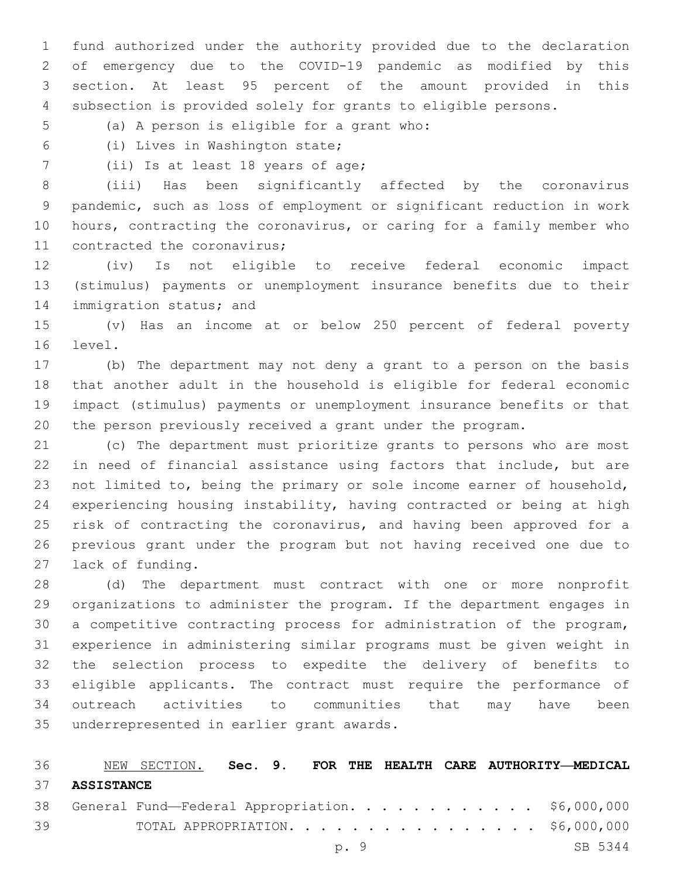fund authorized under the authority provided due to the declaration of emergency due to the COVID-19 pandemic as modified by this section. At least 95 percent of the amount provided in this subsection is provided solely for grants to eligible persons.

(a) A person is eligible for a grant who:

(i) Lives in Washington state;

(ii) Is at least 18 years of age;

(iii) Has been significantly affected by the coronavirus pandemic, such as loss of employment or significant reduction in work hours, contracting the coronavirus, or caring for a family member who contracted the coronavirus;

(iv) Is not eligible to receive federal economic impact (stimulus) payments or unemployment insurance benefits due to their immigration status; and

(v) Has an income at or below 250 percent of federal poverty level.

(b) The department may not deny a grant to a person on the basis that another adult in the household is eligible for federal economic impact (stimulus) payments or unemployment insurance benefits or that the person previously received a grant under the program.

(c) The department must prioritize grants to persons who are most in need of financial assistance using factors that include, but are not limited to, being the primary or sole income earner of household, experiencing housing instability, having contracted or being at high risk of contracting the coronavirus, and having been approved for a previous grant under the program but not having received one due to lack of funding.

(d) The department must contract with one or more nonprofit organizations to administer the program. If the department engages in a competitive contracting process for administration of the program, experience in administering similar programs must be given weight in the selection process to expedite the delivery of benefits to eligible applicants. The contract must require the performance of outreach activities to communities that may have been underrepresented in earlier grant awards.

NEW SECTION. **Sec. 9. FOR THE HEALTH CARE AUTHORITY—MEDICAL ASSISTANCE**

General Fund—Federal Appropriation. . . . . . . . . . . . . $6,000,000

TOTAL APPROPRIATION. . . . . . . . . . . . . . . . . $6,000,000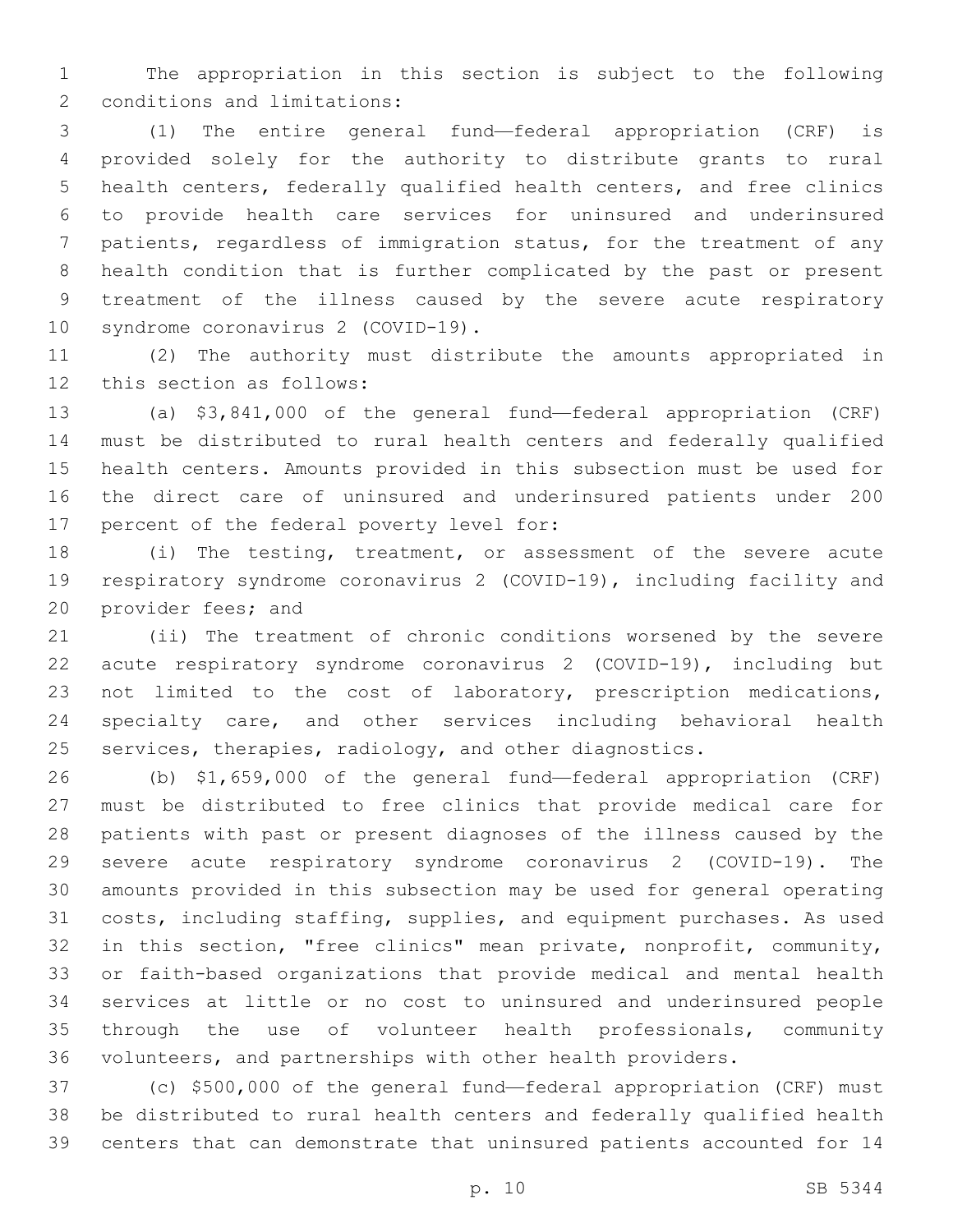The appropriation in this section is subject to the following conditions and limitations:

(1) The entire general fund—federal appropriation (CRF) is provided solely for the authority to distribute grants to rural health centers, federally qualified health centers, and free clinics to provide health care services for uninsured and underinsured patients, regardless of immigration status, for the treatment of any health condition that is further complicated by the past or present treatment of the illness caused by the severe acute respiratory syndrome coronavirus 2 (COVID-19).

(2) The authority must distribute the amounts appropriated in this section as follows:

(a) $3,841,000 of the general fund—federal appropriation (CRF) must be distributed to rural health centers and federally qualified health centers. Amounts provided in this subsection must be used for the direct care of uninsured and underinsured patients under 200 percent of the federal poverty level for:

(i) The testing, treatment, or assessment of the severe acute respiratory syndrome coronavirus 2 (COVID-19), including facility and provider fees; and

(ii) The treatment of chronic conditions worsened by the severe acute respiratory syndrome coronavirus 2 (COVID-19), including but not limited to the cost of laboratory, prescription medications, specialty care, and other services including behavioral health services, therapies, radiology, and other diagnostics.

(b) $1,659,000 of the general fund—federal appropriation (CRF) must be distributed to free clinics that provide medical care for patients with past or present diagnoses of the illness caused by the severe acute respiratory syndrome coronavirus 2 (COVID-19). The amounts provided in this subsection may be used for general operating costs, including staffing, supplies, and equipment purchases. As used in this section, "free clinics" mean private, nonprofit, community, or faith-based organizations that provide medical and mental health services at little or no cost to uninsured and underinsured people through the use of volunteer health professionals, community volunteers, and partnerships with other health providers.

(c) $500,000 of the general fund—federal appropriation (CRF) must be distributed to rural health centers and federally qualified health centers that can demonstrate that uninsured patients accounted for 14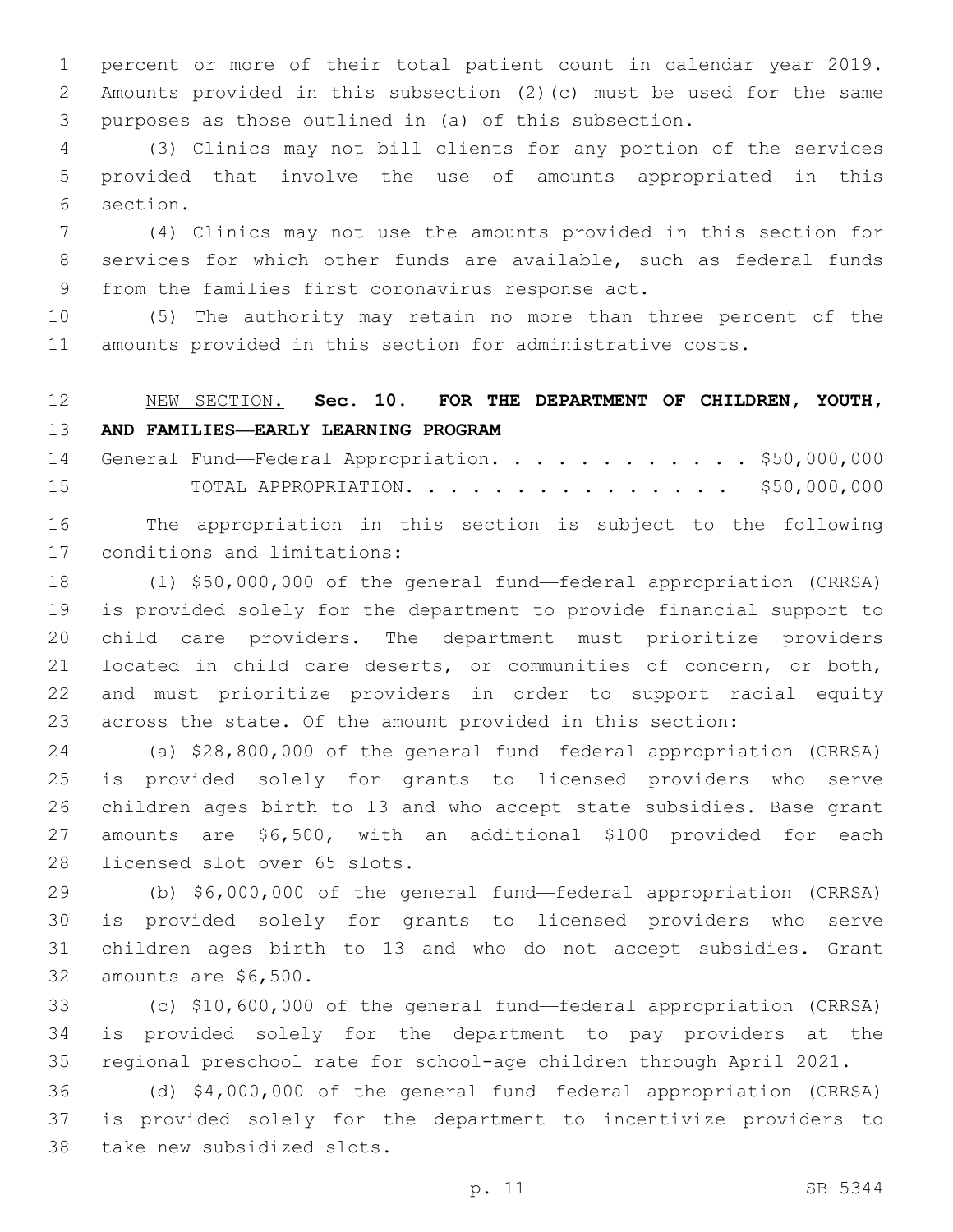percent or more of their total patient count in calendar year 2019. Amounts provided in this subsection (2)(c) must be used for the same purposes as those outlined in (a) of this subsection.

(3) Clinics may not bill clients for any portion of the services provided that involve the use of amounts appropriated in this section.

(4) Clinics may not use the amounts provided in this section for services for which other funds are available, such as federal funds from the families first coronavirus response act.

(5) The authority may retain no more than three percent of the amounts provided in this section for administrative costs.

NEW SECTION. **Sec. 10. FOR THE DEPARTMENT OF CHILDREN, YOUTH, AND FAMILIES—EARLY LEARNING PROGRAM**

General Fund—Federal Appropriation. . . . . . . . . . . . $50,000,000

TOTAL APPROPRIATION. . . . . . . . . . . . . . . $50,000,000

The appropriation in this section is subject to the following conditions and limitations:

(1) $50,000,000 of the general fund—federal appropriation (CRRSA) is provided solely for the department to provide financial support to child care providers. The department must prioritize providers located in child care deserts, or communities of concern, or both, and must prioritize providers in order to support racial equity across the state. Of the amount provided in this section:

(a) $28,800,000 of the general fund—federal appropriation (CRRSA) is provided solely for grants to licensed providers who serve children ages birth to 13 and who accept state subsidies. Base grant amounts are $6,500, with an additional $100 provided for each licensed slot over 65 slots.

(b) $6,000,000 of the general fund—federal appropriation (CRRSA) is provided solely for grants to licensed providers who serve children ages birth to 13 and who do not accept subsidies. Grant amounts are $6,500.

(c) $10,600,000 of the general fund—federal appropriation (CRRSA) is provided solely for the department to pay providers at the regional preschool rate for school-age children through April 2021.

(d) $4,000,000 of the general fund—federal appropriation (CRRSA) is provided solely for the department to incentivize providers to take new subsidized slots.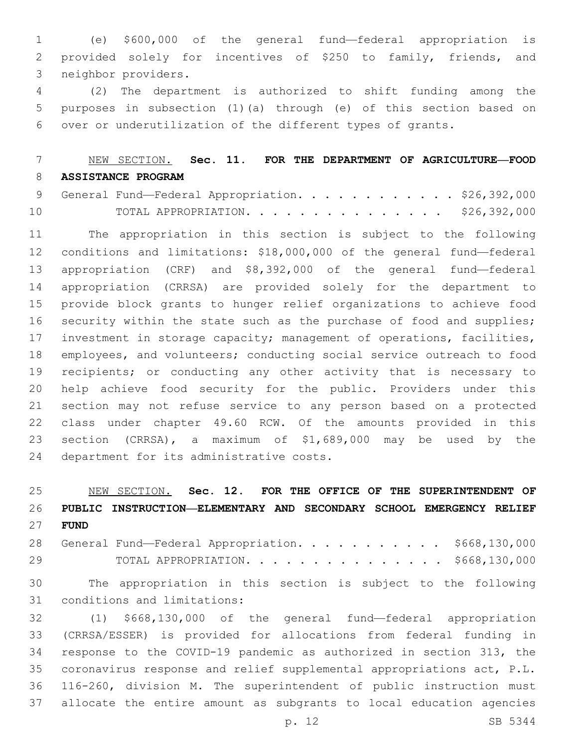(e) $600,000 of the general fund—federal appropriation is provided solely for incentives of $250 to family, friends, and neighbor providers.

(2) The department is authorized to shift funding among the purposes in subsection (1)(a) through (e) of this section based on over or underutilization of the different types of grants.

NEW SECTION. **Sec. 11. FOR THE DEPARTMENT OF AGRICULTURE—FOOD ASSISTANCE PROGRAM**

General Fund—Federal Appropriation. . . . . . . . . . . . $26,392,000

TOTAL APPROPRIATION. . . . . . . . . . . . . . . $26,392,000

The appropriation in this section is subject to the following conditions and limitations: $18,000,000 of the general fund—federal appropriation (CRF) and $8,392,000 of the general fund—federal appropriation (CRRSA) are provided solely for the department to provide block grants to hunger relief organizations to achieve food security within the state such as the purchase of food and supplies; investment in storage capacity; management of operations, facilities, employees, and volunteers; conducting social service outreach to food recipients; or conducting any other activity that is necessary to help achieve food security for the public. Providers under this section may not refuse service to any person based on a protected class under chapter 49.60 RCW. Of the amounts provided in this section (CRRSA), a maximum of $1,689,000 may be used by the department for its administrative costs.

NEW SECTION. **Sec. 12. FOR THE OFFICE OF THE SUPERINTENDENT OF PUBLIC INSTRUCTION—ELEMENTARY AND SECONDARY SCHOOL EMERGENCY RELIEF FUND**

General Fund—Federal Appropriation. . . . . . . . . . . $668,130,000

TOTAL APPROPRIATION. . . . . . . . . . . . . . . $668,130,000

The appropriation in this section is subject to the following conditions and limitations:

(1) $668,130,000 of the general fund—federal appropriation (CRRSA/ESSER) is provided for allocations from federal funding in response to the COVID-19 pandemic as authorized in section 313, the coronavirus response and relief supplemental appropriations act, P.L. 116-260, division M. The superintendent of public instruction must allocate the entire amount as subgrants to local education agencies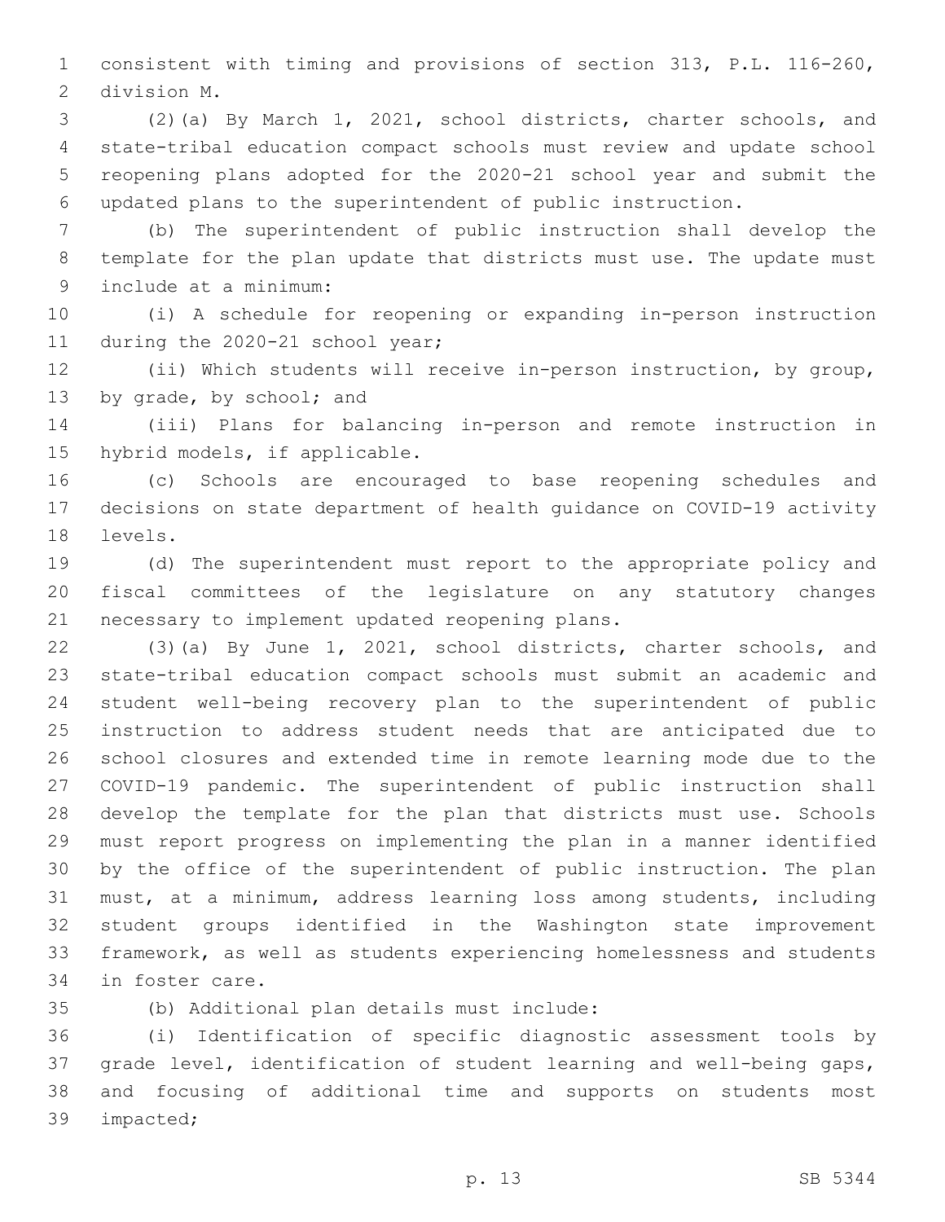consistent with timing and provisions of section 313, P.L. 116-260, division M.

(2)(a) By March 1, 2021, school districts, charter schools, and state-tribal education compact schools must review and update school reopening plans adopted for the 2020-21 school year and submit the updated plans to the superintendent of public instruction.

(b) The superintendent of public instruction shall develop the template for the plan update that districts must use. The update must include at a minimum:

(i) A schedule for reopening or expanding in-person instruction during the 2020-21 school year;

(ii) Which students will receive in-person instruction, by group, by grade, by school; and

(iii) Plans for balancing in-person and remote instruction in hybrid models, if applicable.

(c) Schools are encouraged to base reopening schedules and decisions on state department of health guidance on COVID-19 activity levels.

(d) The superintendent must report to the appropriate policy and fiscal committees of the legislature on any statutory changes necessary to implement updated reopening plans.

(3)(a) By June 1, 2021, school districts, charter schools, and state-tribal education compact schools must submit an academic and student well-being recovery plan to the superintendent of public instruction to address student needs that are anticipated due to school closures and extended time in remote learning mode due to the COVID-19 pandemic. The superintendent of public instruction shall develop the template for the plan that districts must use. Schools must report progress on implementing the plan in a manner identified by the office of the superintendent of public instruction. The plan must, at a minimum, address learning loss among students, including student groups identified in the Washington state improvement framework, as well as students experiencing homelessness and students in foster care.

(b) Additional plan details must include:

(i) Identification of specific diagnostic assessment tools by grade level, identification of student learning and well-being gaps, and focusing of additional time and supports on students most impacted;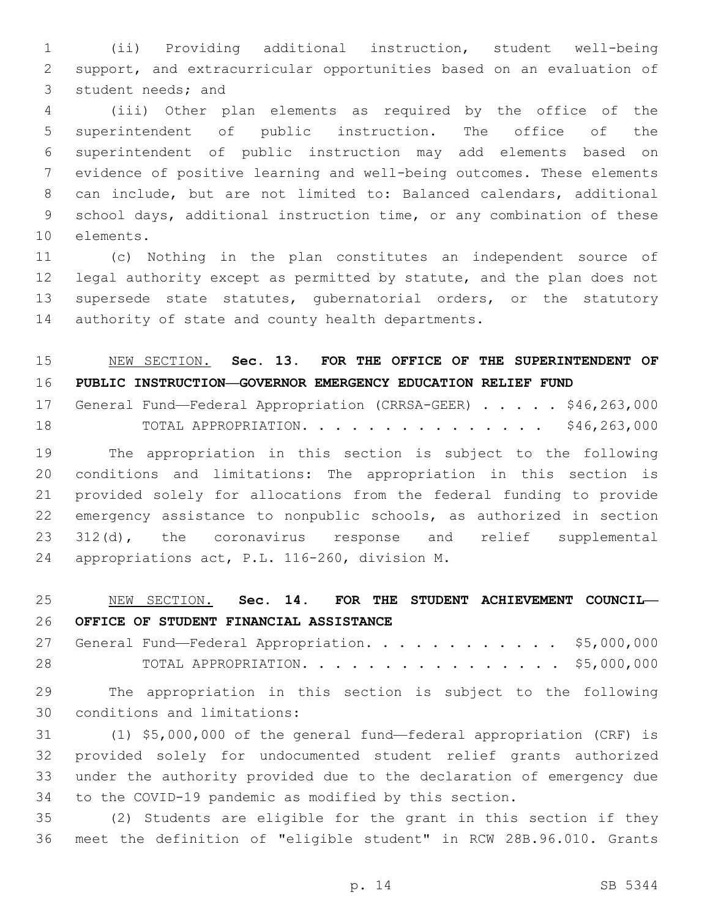(ii) Providing additional instruction, student well-being support, and extracurricular opportunities based on an evaluation of student needs; and

(iii) Other plan elements as required by the office of the superintendent of public instruction. The office of the superintendent of public instruction may add elements based on evidence of positive learning and well-being outcomes. These elements can include, but are not limited to: Balanced calendars, additional school days, additional instruction time, or any combination of these elements.

(c) Nothing in the plan constitutes an independent source of legal authority except as permitted by statute, and the plan does not supersede state statutes, gubernatorial orders, or the statutory authority of state and county health departments.

NEW SECTION. **Sec. 13. FOR THE OFFICE OF THE SUPERINTENDENT OF PUBLIC INSTRUCTION—GOVERNOR EMERGENCY EDUCATION RELIEF FUND**

General Fund—Federal Appropriation (CRRSA-GEER) . . . . . $46,263,000

TOTAL APPROPRIATION. . . . . . . . . . . . . . . $46,263,000

The appropriation in this section is subject to the following conditions and limitations: The appropriation in this section is provided solely for allocations from the federal funding to provide emergency assistance to nonpublic schools, as authorized in section 312(d), the coronavirus response and relief supplemental appropriations act, P.L. 116-260, division M.

NEW SECTION. **Sec. 14. FOR THE STUDENT ACHIEVEMENT COUNCIL—OFFICE OF STUDENT FINANCIAL ASSISTANCE**

General Fund—Federal Appropriation. . . . . . . . . . . . $5,000,000

TOTAL APPROPRIATION. . . . . . . . . . . . . . . . $5,000,000

The appropriation in this section is subject to the following conditions and limitations:

(1) $5,000,000 of the general fund—federal appropriation (CRF) is provided solely for undocumented student relief grants authorized under the authority provided due to the declaration of emergency due to the COVID-19 pandemic as modified by this section.

(2) Students are eligible for the grant in this section if they meet the definition of "eligible student" in RCW 28B.96.010. Grants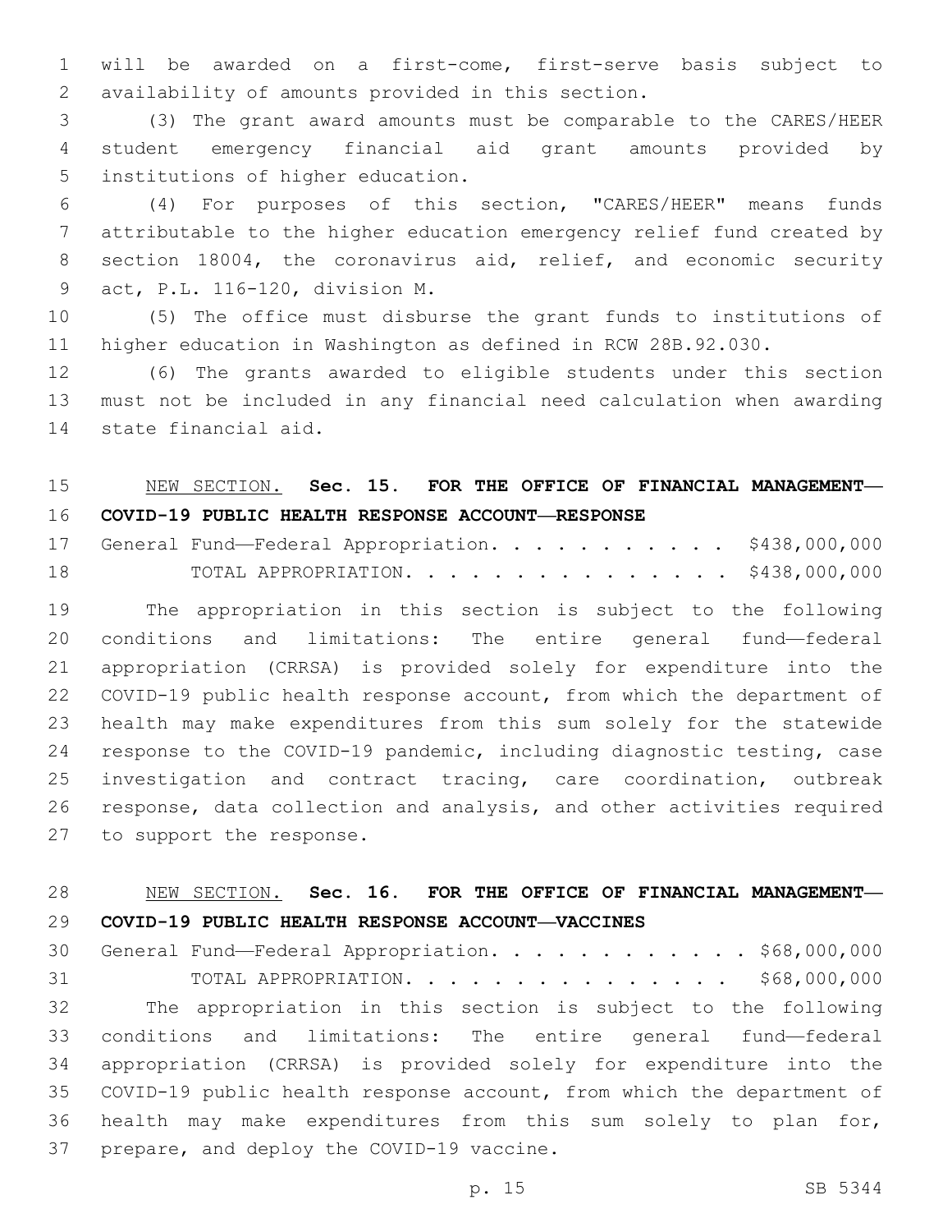will be awarded on a first-come, first-serve basis subject to availability of amounts provided in this section.

(3) The grant award amounts must be comparable to the CARES/HEER student emergency financial aid grant amounts provided by institutions of higher education.

(4) For purposes of this section, "CARES/HEER" means funds attributable to the higher education emergency relief fund created by section 18004, the coronavirus aid, relief, and economic security act, P.L. 116-120, division M.

(5) The office must disburse the grant funds to institutions of higher education in Washington as defined in RCW 28B.92.030.

(6) The grants awarded to eligible students under this section must not be included in any financial need calculation when awarding state financial aid.

NEW SECTION. **Sec. 15. FOR THE OFFICE OF FINANCIAL MANAGEMENT—COVID-19 PUBLIC HEALTH RESPONSE ACCOUNT—RESPONSE**

| | |
|---|---|
| General Fund—Federal Appropriation. . . . . . . . . . . . | $438,000,000 |
| TOTAL APPROPRIATION. . . . . . . . . . . . . . . | $438,000,000 |

The appropriation in this section is subject to the following conditions and limitations: The entire general fund—federal appropriation (CRRSA) is provided solely for expenditure into the COVID-19 public health response account, from which the department of health may make expenditures from this sum solely for the statewide response to the COVID-19 pandemic, including diagnostic testing, case investigation and contract tracing, care coordination, outbreak response, data collection and analysis, and other activities required to support the response.

NEW SECTION. **Sec. 16. FOR THE OFFICE OF FINANCIAL MANAGEMENT—COVID-19 PUBLIC HEALTH RESPONSE ACCOUNT—VACCINES**

| | |
|---|---|
| General Fund—Federal Appropriation. . . . . . . . . . . . . | $68,000,000 |
| TOTAL APPROPRIATION. . . . . . . . . . . . . . . | $68,000,000 |

The appropriation in this section is subject to the following conditions and limitations: The entire general fund—federal appropriation (CRRSA) is provided solely for expenditure into the COVID-19 public health response account, from which the department of health may make expenditures from this sum solely to plan for, prepare, and deploy the COVID-19 vaccine.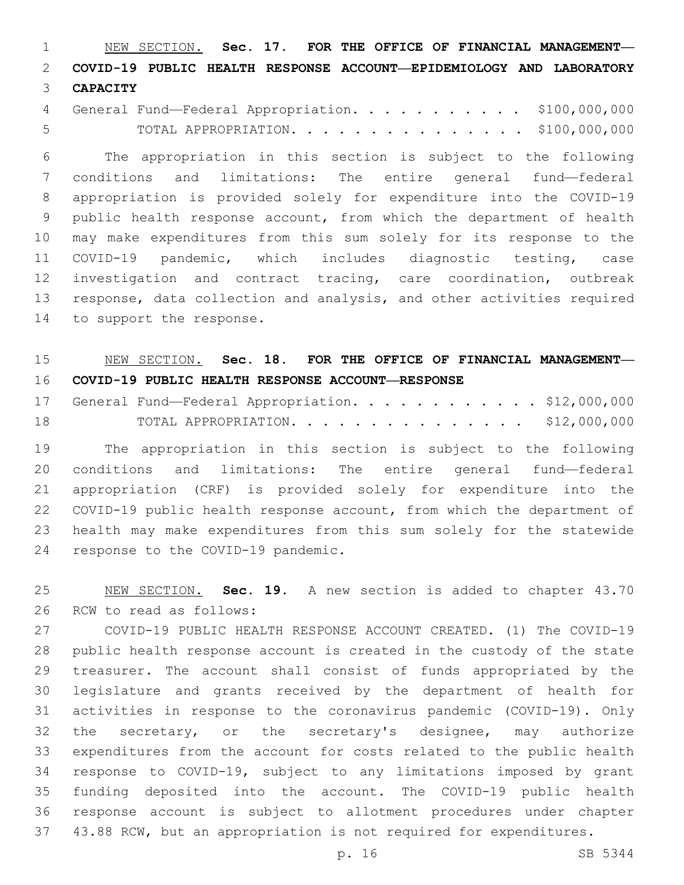NEW SECTION. **Sec. 17. FOR THE OFFICE OF FINANCIAL MANAGEMENT—COVID-19 PUBLIC HEALTH RESPONSE ACCOUNT—EPIDEMIOLOGY AND LABORATORY CAPACITY**

General Fund—Federal Appropriation. . . . . . . . . . . $100,000,000

TOTAL APPROPRIATION. . . . . . . . . . . . . . . $100,000,000

The appropriation in this section is subject to the following conditions and limitations: The entire general fund—federal appropriation is provided solely for expenditure into the COVID-19 public health response account, from which the department of health may make expenditures from this sum solely for its response to the COVID-19 pandemic, which includes diagnostic testing, case investigation and contract tracing, care coordination, outbreak response, data collection and analysis, and other activities required to support the response.

NEW SECTION. **Sec. 18. FOR THE OFFICE OF FINANCIAL MANAGEMENT—COVID-19 PUBLIC HEALTH RESPONSE ACCOUNT—RESPONSE**

General Fund—Federal Appropriation. . . . . . . . . . . . $12,000,000

TOTAL APPROPRIATION. . . . . . . . . . . . . . . $12,000,000

The appropriation in this section is subject to the following conditions and limitations: The entire general fund—federal appropriation (CRF) is provided solely for expenditure into the COVID-19 public health response account, from which the department of health may make expenditures from this sum solely for the statewide response to the COVID-19 pandemic.

NEW SECTION. **Sec. 19.** A new section is added to chapter 43.70 RCW to read as follows:

COVID-19 PUBLIC HEALTH RESPONSE ACCOUNT CREATED. (1) The COVID-19 public health response account is created in the custody of the state treasurer. The account shall consist of funds appropriated by the legislature and grants received by the department of health for activities in response to the coronavirus pandemic (COVID-19). Only the secretary, or the secretary's designee, may authorize expenditures from the account for costs related to the public health response to COVID-19, subject to any limitations imposed by grant funding deposited into the account. The COVID-19 public health response account is subject to allotment procedures under chapter 43.88 RCW, but an appropriation is not required for expenditures.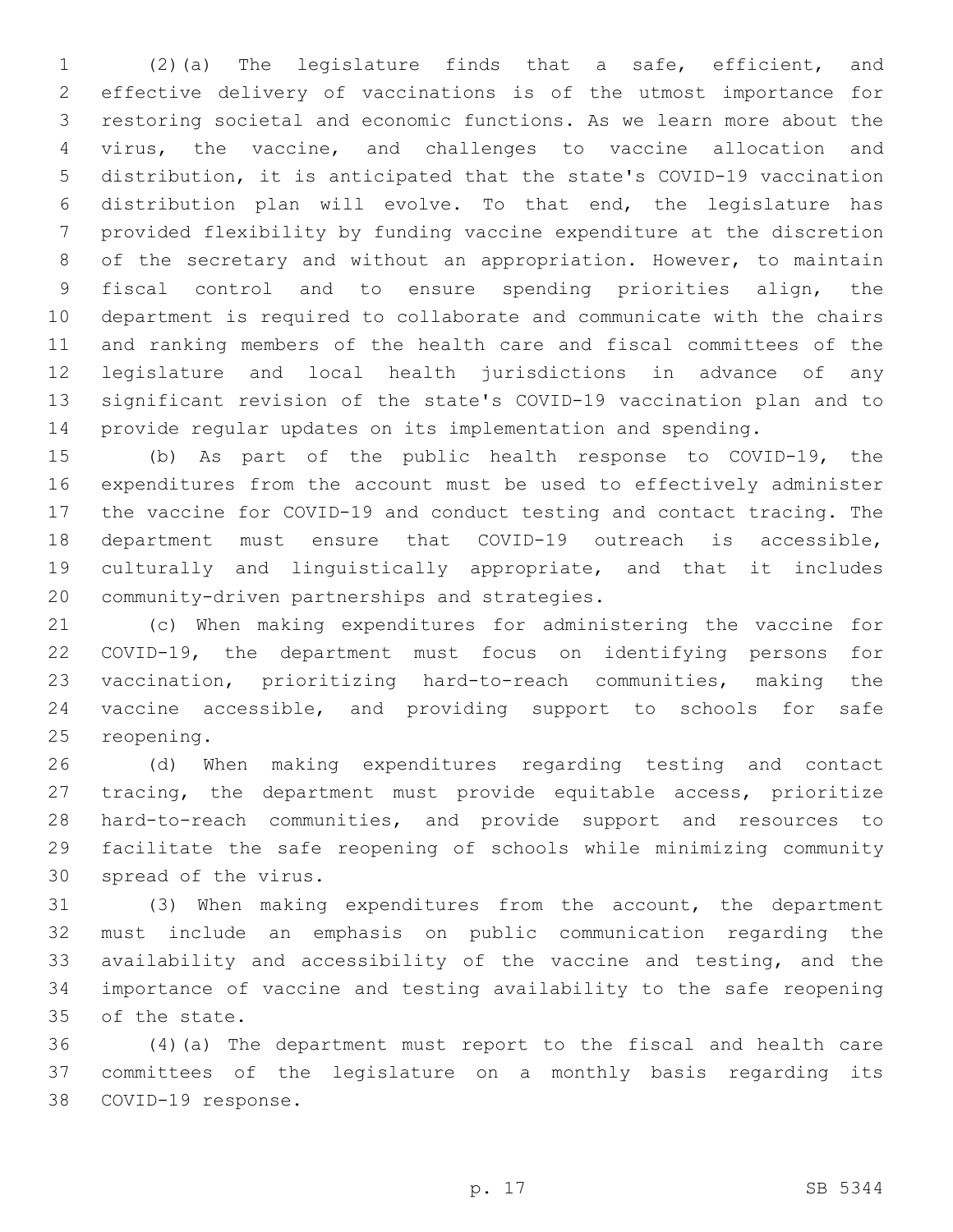(2)(a) The legislature finds that a safe, efficient, and effective delivery of vaccinations is of the utmost importance for restoring societal and economic functions. As we learn more about the virus, the vaccine, and challenges to vaccine allocation and distribution, it is anticipated that the state's COVID-19 vaccination distribution plan will evolve. To that end, the legislature has provided flexibility by funding vaccine expenditure at the discretion of the secretary and without an appropriation. However, to maintain fiscal control and to ensure spending priorities align, the department is required to collaborate and communicate with the chairs and ranking members of the health care and fiscal committees of the legislature and local health jurisdictions in advance of any significant revision of the state's COVID-19 vaccination plan and to provide regular updates on its implementation and spending.

(b) As part of the public health response to COVID-19, the expenditures from the account must be used to effectively administer the vaccine for COVID-19 and conduct testing and contact tracing. The department must ensure that COVID-19 outreach is accessible, culturally and linguistically appropriate, and that it includes community-driven partnerships and strategies.

(c) When making expenditures for administering the vaccine for COVID-19, the department must focus on identifying persons for vaccination, prioritizing hard-to-reach communities, making the vaccine accessible, and providing support to schools for safe reopening.

(d) When making expenditures regarding testing and contact tracing, the department must provide equitable access, prioritize hard-to-reach communities, and provide support and resources to facilitate the safe reopening of schools while minimizing community spread of the virus.

(3) When making expenditures from the account, the department must include an emphasis on public communication regarding the availability and accessibility of the vaccine and testing, and the importance of vaccine and testing availability to the safe reopening of the state.

(4)(a) The department must report to the fiscal and health care committees of the legislature on a monthly basis regarding its COVID-19 response.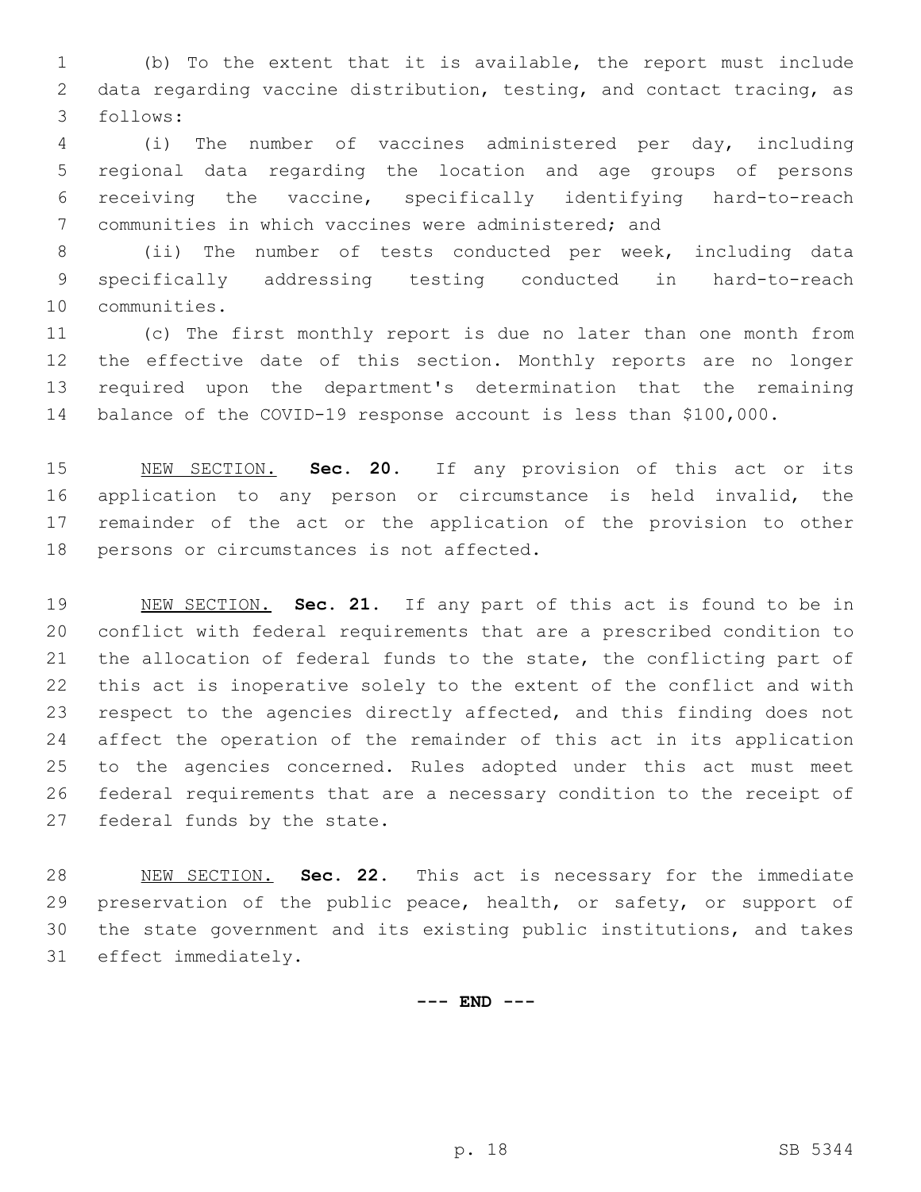(b) To the extent that it is available, the report must include data regarding vaccine distribution, testing, and contact tracing, as follows:

(i) The number of vaccines administered per day, including regional data regarding the location and age groups of persons receiving the vaccine, specifically identifying hard-to-reach communities in which vaccines were administered; and

(ii) The number of tests conducted per week, including data specifically addressing testing conducted in hard-to-reach communities.

(c) The first monthly report is due no later than one month from the effective date of this section. Monthly reports are no longer required upon the department's determination that the remaining balance of the COVID-19 response account is less than $100,000.

NEW SECTION. **Sec. 20.** If any provision of this act or its application to any person or circumstance is held invalid, the remainder of the act or the application of the provision to other persons or circumstances is not affected.

NEW SECTION. **Sec. 21.** If any part of this act is found to be in conflict with federal requirements that are a prescribed condition to the allocation of federal funds to the state, the conflicting part of this act is inoperative solely to the extent of the conflict and with respect to the agencies directly affected, and this finding does not affect the operation of the remainder of this act in its application to the agencies concerned. Rules adopted under this act must meet federal requirements that are a necessary condition to the receipt of federal funds by the state.

NEW SECTION. **Sec. 22.** This act is necessary for the immediate preservation of the public peace, health, or safety, or support of the state government and its existing public institutions, and takes effect immediately.

**--- END ---**